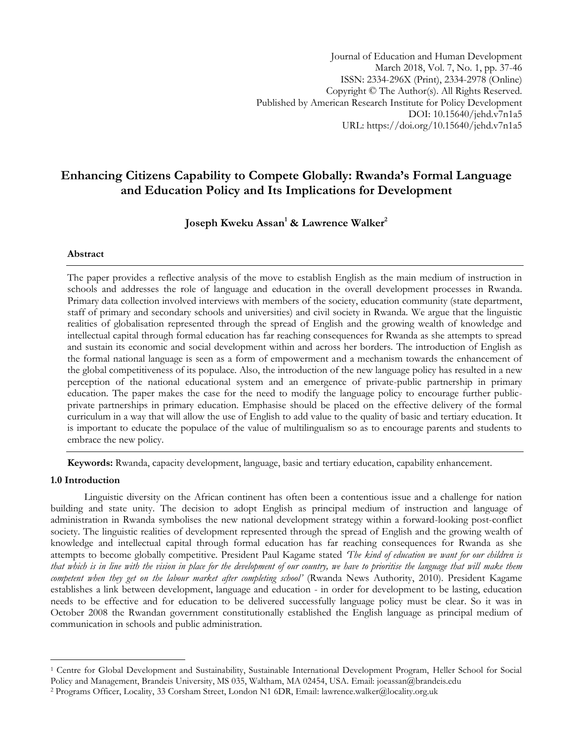Journal of Education and Human Development
March 2018, Vol. 7, No. 1, pp. 37-46
ISSN: 2334-296X (Print), 2334-2978 (Online)
Copyright © The Author(s). All Rights Reserved.
Published by American Research Institute for Policy Development
DOI: 10.15640/jehd.v7n1a5
URL: https://doi.org/10.15640/jehd.v7n1a5

# Enhancing Citizens Capability to Compete Globally: Rwanda's Formal Language and Education Policy and Its Implications for Development

**Joseph Kweku Assan[1] & Lawrence Walker[2]**

### Abstract

The paper provides a reflective analysis of the move to establish English as the main medium of instruction in schools and addresses the role of language and education in the overall development processes in Rwanda. Primary data collection involved interviews with members of the society, education community (state department, staff of primary and secondary schools and universities) and civil society in Rwanda. We argue that the linguistic realities of globalisation represented through the spread of English and the growing wealth of knowledge and intellectual capital through formal education has far reaching consequences for Rwanda as she attempts to spread and sustain its economic and social development within and across her borders. The introduction of English as the formal national language is seen as a form of empowerment and a mechanism towards the enhancement of the global competitiveness of its populace. Also, the introduction of the new language policy has resulted in a new perception of the national educational system and an emergence of private-public partnership in primary education. The paper makes the case for the need to modify the language policy to encourage further public-private partnerships in primary education. Emphasise should be placed on the effective delivery of the formal curriculum in a way that will allow the use of English to add value to the quality of basic and tertiary education. It is important to educate the populace of the value of multilingualism so as to encourage parents and students to embrace the new policy.

**Keywords:** Rwanda, capacity development, language, basic and tertiary education, capability enhancement.

## 1.0 Introduction

Linguistic diversity on the African continent has often been a contentious issue and a challenge for nation building and state unity. The decision to adopt English as principal medium of instruction and language of administration in Rwanda symbolises the new national development strategy within a forward-looking post-conflict society. The linguistic realities of development represented through the spread of English and the growing wealth of knowledge and intellectual capital through formal education has far reaching consequences for Rwanda as she attempts to become globally competitive. President Paul Kagame stated *'The kind of education we want for our children is that which is in line with the vision in place for the development of our country, we have to prioritise the language that will make them competent when they get on the labour market after completing school'* (Rwanda News Authority, 2010). President Kagame establishes a link between development, language and education - in order for development to be lasting, education needs to be effective and for education to be delivered successfully language policy must be clear. So it was in October 2008 the Rwandan government constitutionally established the English language as principal medium of communication in schools and public administration.

---

[1] Centre for Global Development and Sustainability, Sustainable International Development Program, Heller School for Social Policy and Management, Brandeis University, MS 035, Waltham, MA 02454, USA. Email: joeassan@brandeis.edu

[2] Programs Officer, Locality, 33 Corsham Street, London N1 6DR, Email: lawrence.walker@locality.org.uk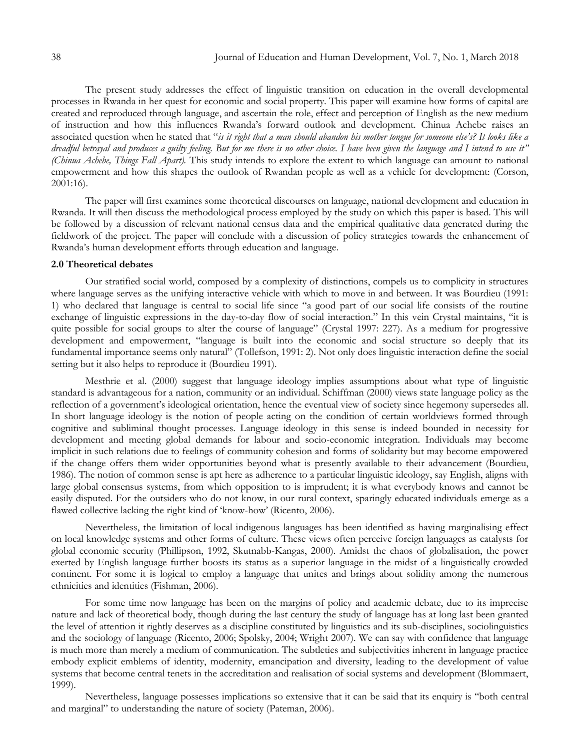The present study addresses the effect of linguistic transition on education in the overall developmental processes in Rwanda in her quest for economic and social property. This paper will examine how forms of capital are created and reproduced through language, and ascertain the role, effect and perception of English as the new medium of instruction and how this influences Rwanda's forward outlook and development. Chinua Achebe raises an associated question when he stated that "*is it right that a man should abandon his mother tongue for someone else's? It looks like a dreadful betrayal and produces a guilty feeling. But for me there is no other choice. I have been given the language and I intend to use it" (Chinua Achebe, Things Fall Apart).* This study intends to explore the extent to which language can amount to national empowerment and how this shapes the outlook of Rwandan people as well as a vehicle for development: (Corson, 2001:16).

The paper will first examines some theoretical discourses on language, national development and education in Rwanda. It will then discuss the methodological process employed by the study on which this paper is based. This will be followed by a discussion of relevant national census data and the empirical qualitative data generated during the fieldwork of the project. The paper will conclude with a discussion of policy strategies towards the enhancement of Rwanda's human development efforts through education and language.

**2.0 Theoretical debates**

Our stratified social world, composed by a complexity of distinctions, compels us to complicity in structures where language serves as the unifying interactive vehicle with which to move in and between. It was Bourdieu (1991: 1) who declared that language is central to social life since "a good part of our social life consists of the routine exchange of linguistic expressions in the day-to-day flow of social interaction." In this vein Crystal maintains, "it is quite possible for social groups to alter the course of language" (Crystal 1997: 227). As a medium for progressive development and empowerment, "language is built into the economic and social structure so deeply that its fundamental importance seems only natural" (Tollefson, 1991: 2). Not only does linguistic interaction define the social setting but it also helps to reproduce it (Bourdieu 1991).

Mesthrie et al. (2000) suggest that language ideology implies assumptions about what type of linguistic standard is advantageous for a nation, community or an individual. Schiffman (2000) views state language policy as the reflection of a government's ideological orientation, hence the eventual view of society since hegemony supersedes all. In short language ideology is the notion of people acting on the condition of certain worldviews formed through cognitive and subliminal thought processes. Language ideology in this sense is indeed bounded in necessity for development and meeting global demands for labour and socio-economic integration. Individuals may become implicit in such relations due to feelings of community cohesion and forms of solidarity but may become empowered if the change offers them wider opportunities beyond what is presently available to their advancement (Bourdieu, 1986). The notion of common sense is apt here as adherence to a particular linguistic ideology, say English, aligns with large global consensus systems, from which opposition to is imprudent; it is what everybody knows and cannot be easily disputed. For the outsiders who do not know, in our rural context, sparingly educated individuals emerge as a flawed collective lacking the right kind of 'know-how' (Ricento, 2006).

Nevertheless, the limitation of local indigenous languages has been identified as having marginalising effect on local knowledge systems and other forms of culture. These views often perceive foreign languages as catalysts for global economic security (Phillipson, 1992, Skutnabb-Kangas, 2000). Amidst the chaos of globalisation, the power exerted by English language further boosts its status as a superior language in the midst of a linguistically crowded continent. For some it is logical to employ a language that unites and brings about solidity among the numerous ethnicities and identities (Fishman, 2006).

For some time now language has been on the margins of policy and academic debate, due to its imprecise nature and lack of theoretical body, though during the last century the study of language has at long last been granted the level of attention it rightly deserves as a discipline constituted by linguistics and its sub-disciplines, sociolinguistics and the sociology of language (Ricento, 2006; Spolsky, 2004; Wright 2007). We can say with confidence that language is much more than merely a medium of communication. The subtleties and subjectivities inherent in language practice embody explicit emblems of identity, modernity, emancipation and diversity, leading to the development of value systems that become central tenets in the accreditation and realisation of social systems and development (Blommaert, 1999).

Nevertheless, language possesses implications so extensive that it can be said that its enquiry is "both central and marginal" to understanding the nature of society (Pateman, 2006).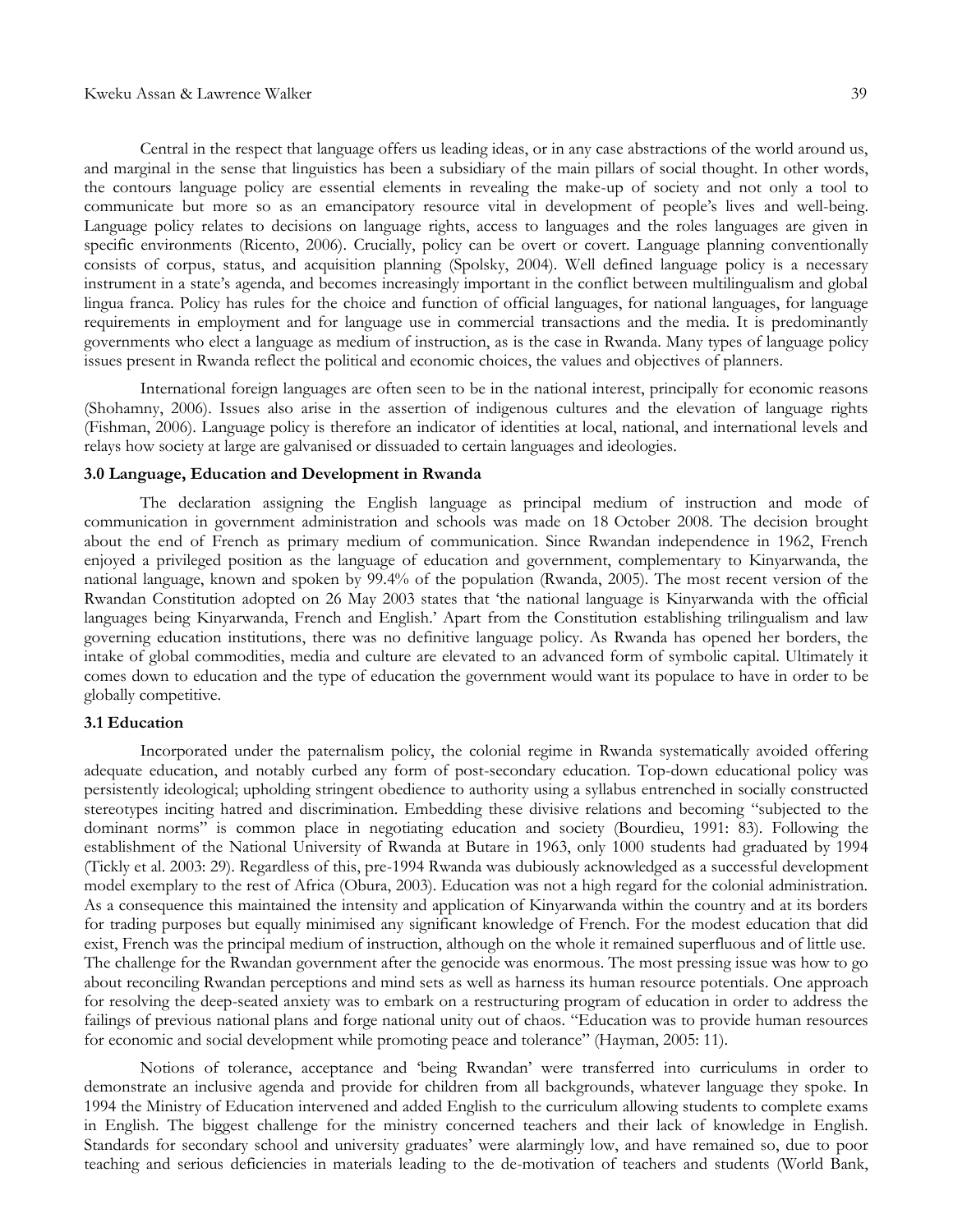Central in the respect that language offers us leading ideas, or in any case abstractions of the world around us, and marginal in the sense that linguistics has been a subsidiary of the main pillars of social thought. In other words, the contours language policy are essential elements in revealing the make-up of society and not only a tool to communicate but more so as an emancipatory resource vital in development of people's lives and well-being. Language policy relates to decisions on language rights, access to languages and the roles languages are given in specific environments (Ricento, 2006). Crucially, policy can be overt or covert. Language planning conventionally consists of corpus, status, and acquisition planning (Spolsky, 2004). Well defined language policy is a necessary instrument in a state's agenda, and becomes increasingly important in the conflict between multilingualism and global lingua franca. Policy has rules for the choice and function of official languages, for national languages, for language requirements in employment and for language use in commercial transactions and the media. It is predominantly governments who elect a language as medium of instruction, as is the case in Rwanda. Many types of language policy issues present in Rwanda reflect the political and economic choices, the values and objectives of planners.

International foreign languages are often seen to be in the national interest, principally for economic reasons (Shohamny, 2006). Issues also arise in the assertion of indigenous cultures and the elevation of language rights (Fishman, 2006). Language policy is therefore an indicator of identities at local, national, and international levels and relays how society at large are galvanised or dissuaded to certain languages and ideologies.

### 3.0 Language, Education and Development in Rwanda

The declaration assigning the English language as principal medium of instruction and mode of communication in government administration and schools was made on 18 October 2008. The decision brought about the end of French as primary medium of communication. Since Rwandan independence in 1962, French enjoyed a privileged position as the language of education and government, complementary to Kinyarwanda, the national language, known and spoken by 99.4% of the population (Rwanda, 2005). The most recent version of the Rwandan Constitution adopted on 26 May 2003 states that 'the national language is Kinyarwanda with the official languages being Kinyarwanda, French and English.' Apart from the Constitution establishing trilingualism and law governing education institutions, there was no definitive language policy. As Rwanda has opened her borders, the intake of global commodities, media and culture are elevated to an advanced form of symbolic capital. Ultimately it comes down to education and the type of education the government would want its populace to have in order to be globally competitive.

### 3.1 Education

Incorporated under the paternalism policy, the colonial regime in Rwanda systematically avoided offering adequate education, and notably curbed any form of post-secondary education. Top-down educational policy was persistently ideological; upholding stringent obedience to authority using a syllabus entrenched in socially constructed stereotypes inciting hatred and discrimination. Embedding these divisive relations and becoming "subjected to the dominant norms" is common place in negotiating education and society (Bourdieu, 1991: 83). Following the establishment of the National University of Rwanda at Butare in 1963, only 1000 students had graduated by 1994 (Tickly et al. 2003: 29). Regardless of this, pre-1994 Rwanda was dubiously acknowledged as a successful development model exemplary to the rest of Africa (Obura, 2003). Education was not a high regard for the colonial administration. As a consequence this maintained the intensity and application of Kinyarwanda within the country and at its borders for trading purposes but equally minimised any significant knowledge of French. For the modest education that did exist, French was the principal medium of instruction, although on the whole it remained superfluous and of little use. The challenge for the Rwandan government after the genocide was enormous. The most pressing issue was how to go about reconciling Rwandan perceptions and mind sets as well as harness its human resource potentials. One approach for resolving the deep-seated anxiety was to embark on a restructuring program of education in order to address the failings of previous national plans and forge national unity out of chaos. "Education was to provide human resources for economic and social development while promoting peace and tolerance" (Hayman, 2005: 11).

Notions of tolerance, acceptance and 'being Rwandan' were transferred into curriculums in order to demonstrate an inclusive agenda and provide for children from all backgrounds, whatever language they spoke. In 1994 the Ministry of Education intervened and added English to the curriculum allowing students to complete exams in English. The biggest challenge for the ministry concerned teachers and their lack of knowledge in English. Standards for secondary school and university graduates' were alarmingly low, and have remained so, due to poor teaching and serious deficiencies in materials leading to the de-motivation of teachers and students (World Bank,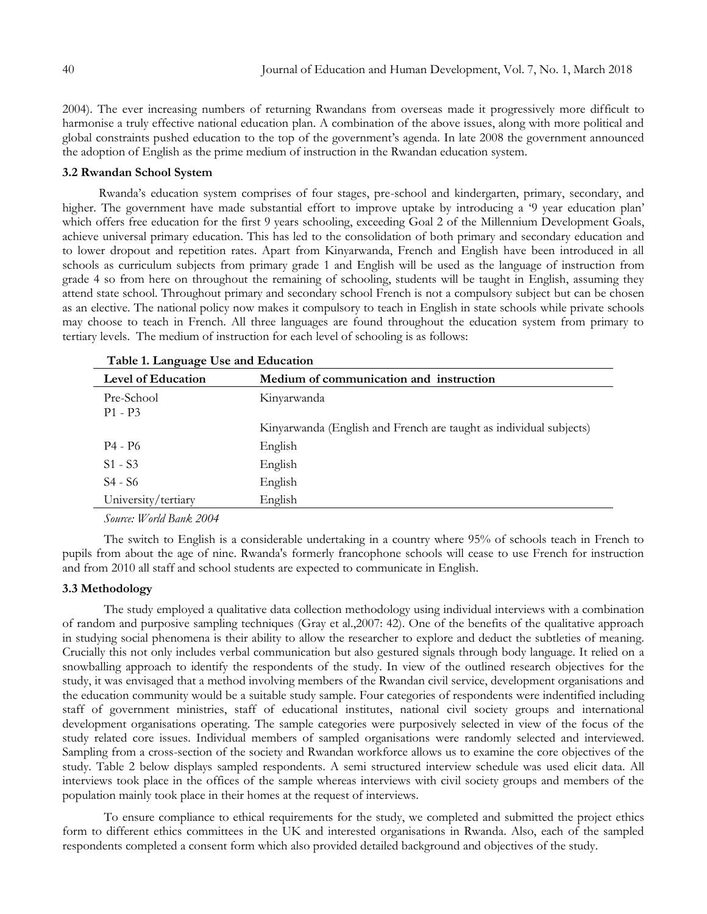2004). The ever increasing numbers of returning Rwandans from overseas made it progressively more difficult to harmonise a truly effective national education plan. A combination of the above issues, along with more political and global constraints pushed education to the top of the government's agenda. In late 2008 the government announced the adoption of English as the prime medium of instruction in the Rwandan education system.

### 3.2 Rwandan School System

Rwanda's education system comprises of four stages, pre-school and kindergarten, primary, secondary, and higher. The government have made substantial effort to improve uptake by introducing a '9 year education plan' which offers free education for the first 9 years schooling, exceeding Goal 2 of the Millennium Development Goals, achieve universal primary education. This has led to the consolidation of both primary and secondary education and to lower dropout and repetition rates. Apart from Kinyarwanda, French and English have been introduced in all schools as curriculum subjects from primary grade 1 and English will be used as the language of instruction from grade 4 so from here on throughout the remaining of schooling, students will be taught in English, assuming they attend state school. Throughout primary and secondary school French is not a compulsory subject but can be chosen as an elective. The national policy now makes it compulsory to teach in English in state schools while private schools may choose to teach in French. All three languages are found throughout the education system from primary to tertiary levels. The medium of instruction for each level of schooling is as follows:

**Table 1. Language Use and Education**

| Level of Education | Medium of communication and instruction |
|---|---|
| Pre-School | Kinyarwanda |
| P1 - P3 | Kinyarwanda (English and French are taught as individual subjects) |
| P4 - P6 | English |
| S1 - S3 | English |
| S4 - S6 | English |
| University/tertiary | English |

*Source: World Bank 2004*

The switch to English is a considerable undertaking in a country where 95% of schools teach in French to pupils from about the age of nine. Rwanda's formerly francophone schools will cease to use French for instruction and from 2010 all staff and school students are expected to communicate in English.

### 3.3 Methodology

The study employed a qualitative data collection methodology using individual interviews with a combination of random and purposive sampling techniques (Gray et al.,2007: 42). One of the benefits of the qualitative approach in studying social phenomena is their ability to allow the researcher to explore and deduct the subtleties of meaning. Crucially this not only includes verbal communication but also gestured signals through body language. It relied on a snowballing approach to identify the respondents of the study. In view of the outlined research objectives for the study, it was envisaged that a method involving members of the Rwandan civil service, development organisations and the education community would be a suitable study sample. Four categories of respondents were indentified including staff of government ministries, staff of educational institutes, national civil society groups and international development organisations operating. The sample categories were purposively selected in view of the focus of the study related core issues. Individual members of sampled organisations were randomly selected and interviewed. Sampling from a cross-section of the society and Rwandan workforce allows us to examine the core objectives of the study. Table 2 below displays sampled respondents. A semi structured interview schedule was used elicit data. All interviews took place in the offices of the sample whereas interviews with civil society groups and members of the population mainly took place in their homes at the request of interviews.

To ensure compliance to ethical requirements for the study, we completed and submitted the project ethics form to different ethics committees in the UK and interested organisations in Rwanda. Also, each of the sampled respondents completed a consent form which also provided detailed background and objectives of the study.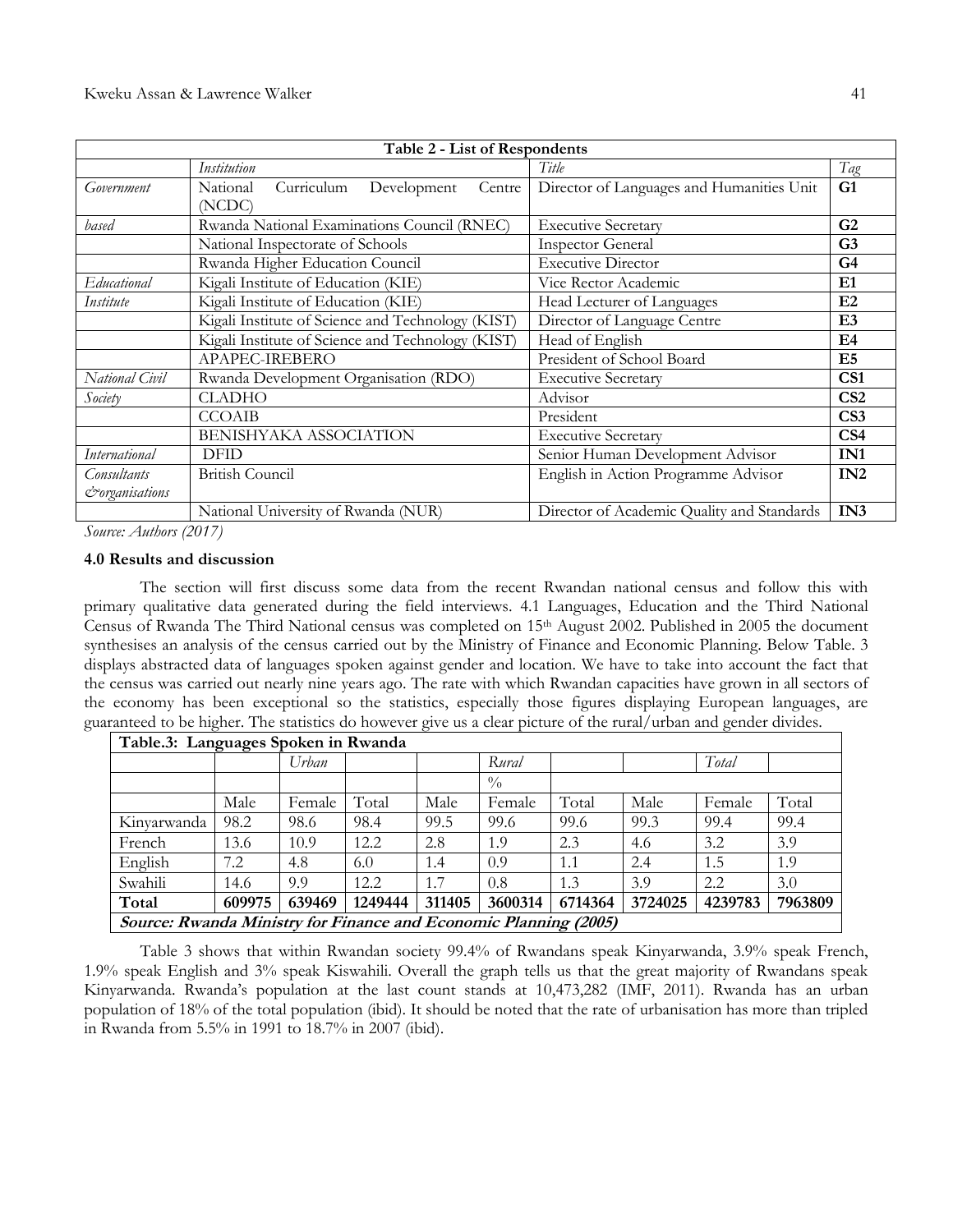| Table 2 - List of Respondents | | | |
|---|---|---|---|
| | *Institution* | *Title* | *Tag* |
| *Government* | National Curriculum Development Centre (NCDC) | Director of Languages and Humanities Unit | **G1** |
| *based* | Rwanda National Examinations Council (RNEC) | Executive Secretary | **G2** |
| | National Inspectorate of Schools | Inspector General | **G3** |
| | Rwanda Higher Education Council | Executive Director | **G4** |
| *Educational* | Kigali Institute of Education (KIE) | Vice Rector Academic | **E1** |
| *Institute* | Kigali Institute of Education (KIE) | Head Lecturer of Languages | **E2** |
| | Kigali Institute of Science and Technology (KIST) | Director of Language Centre | **E3** |
| | Kigali Institute of Science and Technology (KIST) | Head of English | **E4** |
| | APAPEC-IREBERO | President of School Board | **E5** |
| *National Civil* | Rwanda Development Organisation (RDO) | Executive Secretary | **CS1** |
| *Society* | CLADHO | Advisor | **CS2** |
| | CCOAIB | President | **CS3** |
| | BENISHYAKA ASSOCIATION | Executive Secretary | **CS4** |
| *International* | DFID | Senior Human Development Advisor | **IN1** |
| *Consultants &organisations* | British Council | English in Action Programme Advisor | **IN2** |
| | National University of Rwanda (NUR) | Director of Academic Quality and Standards | **IN3** |

*Source: Authors (2017)*

### 4.0 Results and discussion

The section will first discuss some data from the recent Rwandan national census and follow this with primary qualitative data generated during the field interviews. 4.1 Languages, Education and the Third National Census of Rwanda The Third National census was completed on 15th August 2002. Published in 2005 the document synthesises an analysis of the census carried out by the Ministry of Finance and Economic Planning. Below Table. 3 displays abstracted data of languages spoken against gender and location. We have to take into account the fact that the census was carried out nearly nine years ago. The rate with which Rwandan capacities have grown in all sectors of the economy has been exceptional so the statistics, especially those figures displaying European languages, are guaranteed to be higher. The statistics do however give us a clear picture of the rural/urban and gender divides.

| **Table.3: Languages Spoken in Rwanda** | | | | | | | | | |
|---|---|---|---|---|---|---|---|---|---|
| | | *Urban* | | | *Rural* | | | *Total* | |
| | | | | | % | | | | |
| | Male | Female | Total | Male | Female | Total | Male | Female | Total |
| Kinyarwanda | 98.2 | 98.6 | 98.4 | 99.5 | 99.6 | 99.6 | 99.3 | 99.4 | 99.4 |
| French | 13.6 | 10.9 | 12.2 | 2.8 | 1.9 | 2.3 | 4.6 | 3.2 | 3.9 |
| English | 7.2 | 4.8 | 6.0 | 1.4 | 0.9 | 1.1 | 2.4 | 1.5 | 1.9 |
| Swahili | 14.6 | 9.9 | 12.2 | 1.7 | 0.8 | 1.3 | 3.9 | 2.2 | 3.0 |
| **Total** | **609975** | **639469** | **1249444** | **311405** | **3600314** | **6714364** | **3724025** | **4239783** | **7963809** |

***Source: Rwanda Ministry for Finance and Economic Planning (2005)***

Table 3 shows that within Rwandan society 99.4% of Rwandans speak Kinyarwanda, 3.9% speak French, 1.9% speak English and 3% speak Kiswahili. Overall the graph tells us that the great majority of Rwandans speak Kinyarwanda. Rwanda's population at the last count stands at 10,473,282 (IMF, 2011). Rwanda has an urban population of 18% of the total population (ibid). It should be noted that the rate of urbanisation has more than tripled in Rwanda from 5.5% in 1991 to 18.7% in 2007 (ibid).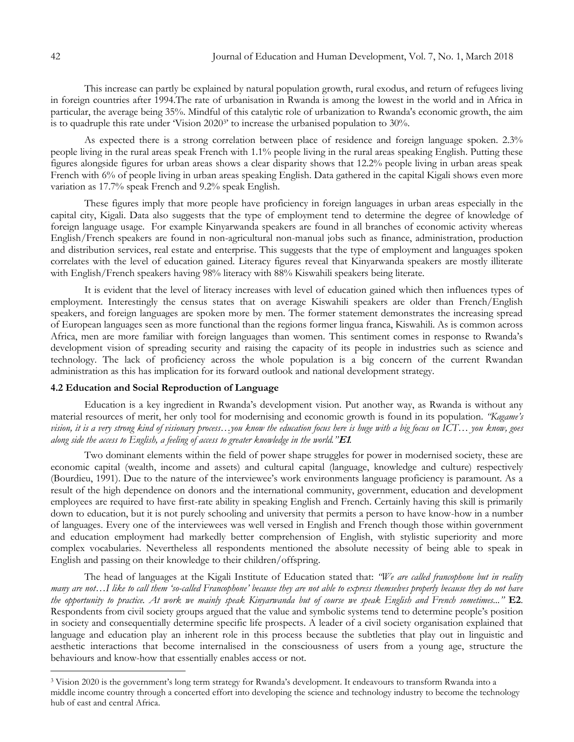This increase can partly be explained by natural population growth, rural exodus, and return of refugees living in foreign countries after 1994.The rate of urbanisation in Rwanda is among the lowest in the world and in Africa in particular, the average being 35%. Mindful of this catalytic role of urbanization to Rwanda's economic growth, the aim is to quadruple this rate under 'Vision 2020[3]' to increase the urbanised population to 30%.

As expected there is a strong correlation between place of residence and foreign language spoken. 2.3% people living in the rural areas speak French with 1.1% people living in the rural areas speaking English. Putting these figures alongside figures for urban areas shows a clear disparity shows that 12.2% people living in urban areas speak French with 6% of people living in urban areas speaking English. Data gathered in the capital Kigali shows even more variation as 17.7% speak French and 9.2% speak English.

These figures imply that more people have proficiency in foreign languages in urban areas especially in the capital city, Kigali. Data also suggests that the type of employment tend to determine the degree of knowledge of foreign language usage. For example Kinyarwanda speakers are found in all branches of economic activity whereas English/French speakers are found in non-agricultural non-manual jobs such as finance, administration, production and distribution services, real estate and enterprise. This suggests that the type of employment and languages spoken correlates with the level of education gained. Literacy figures reveal that Kinyarwanda speakers are mostly illiterate with English/French speakers having 98% literacy with 88% Kiswahili speakers being literate.

It is evident that the level of literacy increases with level of education gained which then influences types of employment. Interestingly the census states that on average Kiswahili speakers are older than French/English speakers, and foreign languages are spoken more by men. The former statement demonstrates the increasing spread of European languages seen as more functional than the regions former lingua franca, Kiswahili. As is common across Africa, men are more familiar with foreign languages than women. This sentiment comes in response to Rwanda's development vision of spreading security and raising the capacity of its people in industries such as science and technology. The lack of proficiency across the whole population is a big concern of the current Rwandan administration as this has implication for its forward outlook and national development strategy.

### 4.2 Education and Social Reproduction of Language

Education is a key ingredient in Rwanda's development vision. Put another way, as Rwanda is without any material resources of merit, her only tool for modernising and economic growth is found in its population. *"Kagame's vision, it is a very strong kind of visionary process…you know the education focus here is huge with a big focus on ICT… you know, goes along side the access to English, a feeling of access to greater knowledge in the world."* ***E1***.

Two dominant elements within the field of power shape struggles for power in modernised society, these are economic capital (wealth, income and assets) and cultural capital (language, knowledge and culture) respectively (Bourdieu, 1991). Due to the nature of the interviewee's work environments language proficiency is paramount. As a result of the high dependence on donors and the international community, government, education and development employees are required to have first-rate ability in speaking English and French. Certainly having this skill is primarily down to education, but it is not purely schooling and university that permits a person to have know-how in a number of languages. Every one of the interviewees was well versed in English and French though those within government and education employment had markedly better comprehension of English, with stylistic superiority and more complex vocabularies. Nevertheless all respondents mentioned the absolute necessity of being able to speak in English and passing on their knowledge to their children/offspring.

The head of languages at the Kigali Institute of Education stated that: *"We are called francophone but in reality many are not…I like to call them 'so-called Francophone' because they are not able to express themselves properly because they do not have the opportunity to practice. At work we mainly speak Kinyarwanda but of course we speak English and French sometimes..."* **E2**. Respondents from civil society groups argued that the value and symbolic systems tend to determine people's position in society and consequentially determine specific life prospects. A leader of a civil society organisation explained that language and education play an inherent role in this process because the subtleties that play out in linguistic and aesthetic interactions that become internalised in the consciousness of users from a young age, structure the behaviours and know-how that essentially enables access or not.

[3] Vision 2020 is the government's long term strategy for Rwanda's development. It endeavours to transform Rwanda into a middle income country through a concerted effort into developing the science and technology industry to become the technology hub of east and central Africa.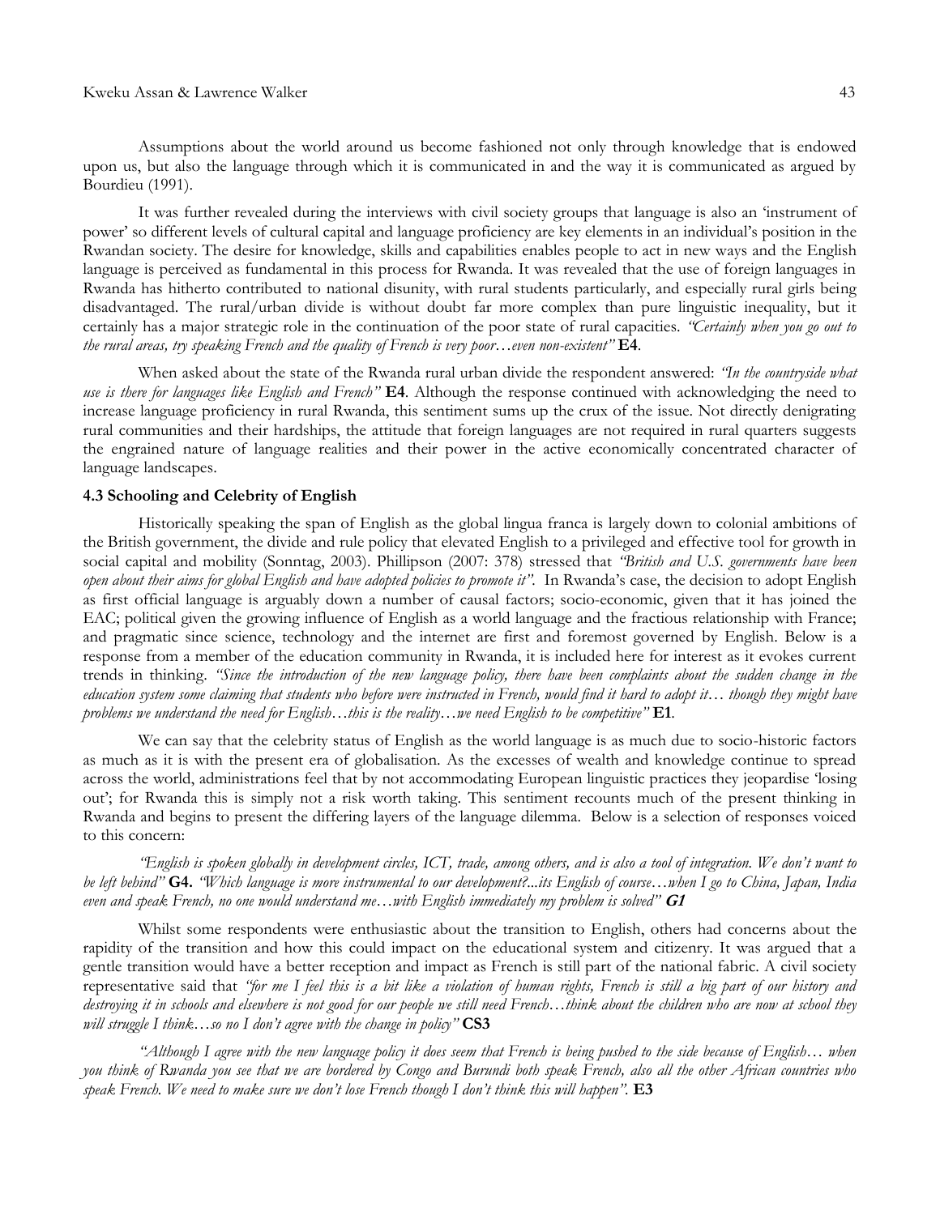Assumptions about the world around us become fashioned not only through knowledge that is endowed upon us, but also the language through which it is communicated in and the way it is communicated as argued by Bourdieu (1991).

It was further revealed during the interviews with civil society groups that language is also an 'instrument of power' so different levels of cultural capital and language proficiency are key elements in an individual's position in the Rwandan society. The desire for knowledge, skills and capabilities enables people to act in new ways and the English language is perceived as fundamental in this process for Rwanda. It was revealed that the use of foreign languages in Rwanda has hitherto contributed to national disunity, with rural students particularly, and especially rural girls being disadvantaged. The rural/urban divide is without doubt far more complex than pure linguistic inequality, but it certainly has a major strategic role in the continuation of the poor state of rural capacities. *"Certainly when you go out to the rural areas, try speaking French and the quality of French is very poor…even non-existent"* **E4**.

When asked about the state of the Rwanda rural urban divide the respondent answered: *"In the countryside what use is there for languages like English and French"* **E4**. Although the response continued with acknowledging the need to increase language proficiency in rural Rwanda, this sentiment sums up the crux of the issue. Not directly denigrating rural communities and their hardships, the attitude that foreign languages are not required in rural quarters suggests the engrained nature of language realities and their power in the active economically concentrated character of language landscapes.

### 4.3 Schooling and Celebrity of English

Historically speaking the span of English as the global lingua franca is largely down to colonial ambitions of the British government, the divide and rule policy that elevated English to a privileged and effective tool for growth in social capital and mobility (Sonntag, 2003). Phillipson (2007: 378) stressed that *"British and U.S. governments have been open about their aims for global English and have adopted policies to promote it"*. In Rwanda's case, the decision to adopt English as first official language is arguably down a number of causal factors; socio-economic, given that it has joined the EAC; political given the growing influence of English as a world language and the fractious relationship with France; and pragmatic since science, technology and the internet are first and foremost governed by English. Below is a response from a member of the education community in Rwanda, it is included here for interest as it evokes current trends in thinking. *"Since the introduction of the new language policy, there have been complaints about the sudden change in the education system some claiming that students who before were instructed in French, would find it hard to adopt it… though they might have problems we understand the need for English…this is the reality…we need English to be competitive"* **E1**.

We can say that the celebrity status of English as the world language is as much due to socio-historic factors as much as it is with the present era of globalisation. As the excesses of wealth and knowledge continue to spread across the world, administrations feel that by not accommodating European linguistic practices they jeopardise 'losing out'; for Rwanda this is simply not a risk worth taking. This sentiment recounts much of the present thinking in Rwanda and begins to present the differing layers of the language dilemma. Below is a selection of responses voiced to this concern:

*"English is spoken globally in development circles, ICT, trade, among others, and is also a tool of integration. We don't want to be left behind"* **G4.** *"Which language is more instrumental to our development?...its English of course…when I go to China, Japan, India even and speak French, no one would understand me…with English immediately my problem is solved"* ***G1***

Whilst some respondents were enthusiastic about the transition to English, others had concerns about the rapidity of the transition and how this could impact on the educational system and citizenry. It was argued that a gentle transition would have a better reception and impact as French is still part of the national fabric. A civil society representative said that *"for me I feel this is a bit like a violation of human rights, French is still a big part of our history and destroying it in schools and elsewhere is not good for our people we still need French…think about the children who are now at school they will struggle I think…so no I don't agree with the change in policy"* **CS3**

*"Although I agree with the new language policy it does seem that French is being pushed to the side because of English… when you think of Rwanda you see that we are bordered by Congo and Burundi both speak French, also all the other African countries who speak French. We need to make sure we don't lose French though I don't think this will happen".* **E3**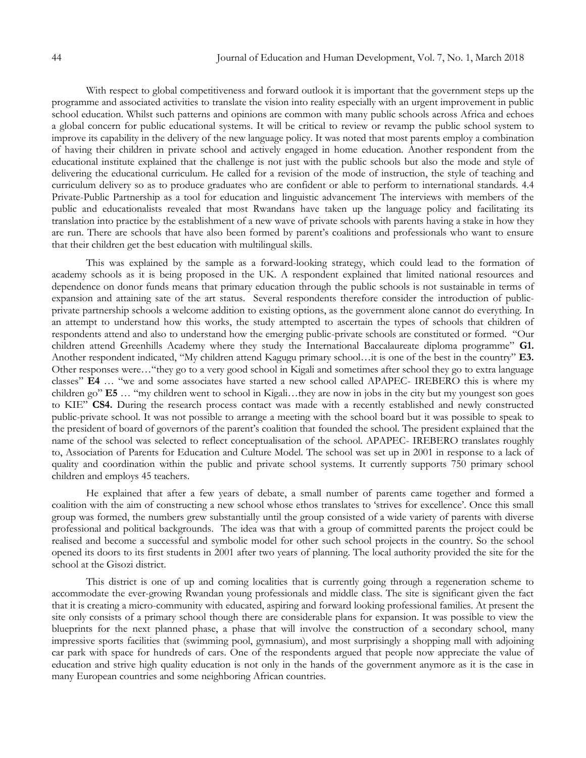With respect to global competitiveness and forward outlook it is important that the government steps up the programme and associated activities to translate the vision into reality especially with an urgent improvement in public school education. Whilst such patterns and opinions are common with many public schools across Africa and echoes a global concern for public educational systems. It will be critical to review or revamp the public school system to improve its capability in the delivery of the new language policy. It was noted that most parents employ a combination of having their children in private school and actively engaged in home education. Another respondent from the educational institute explained that the challenge is not just with the public schools but also the mode and style of delivering the educational curriculum. He called for a revision of the mode of instruction, the style of teaching and curriculum delivery so as to produce graduates who are confident or able to perform to international standards. 4.4 Private-Public Partnership as a tool for education and linguistic advancement The interviews with members of the public and educationalists revealed that most Rwandans have taken up the language policy and facilitating its translation into practice by the establishment of a new wave of private schools with parents having a stake in how they are run. There are schools that have also been formed by parent's coalitions and professionals who want to ensure that their children get the best education with multilingual skills.

This was explained by the sample as a forward-looking strategy, which could lead to the formation of academy schools as it is being proposed in the UK. A respondent explained that limited national resources and dependence on donor funds means that primary education through the public schools is not sustainable in terms of expansion and attaining sate of the art status. Several respondents therefore consider the introduction of public-private partnership schools a welcome addition to existing options, as the government alone cannot do everything. In an attempt to understand how this works, the study attempted to ascertain the types of schools that children of respondents attend and also to understand how the emerging public-private schools are constituted or formed. "Our children attend Greenhills Academy where they study the International Baccalaureate diploma programme" **G1.** Another respondent indicated, "My children attend Kagugu primary school…it is one of the best in the country" **E3.** Other responses were…"they go to a very good school in Kigali and sometimes after school they go to extra language classes" **E4** … "we and some associates have started a new school called APAPEC- IREBERO this is where my children go" **E5** … "my children went to school in Kigali…they are now in jobs in the city but my youngest son goes to KIE" **CS4.** During the research process contact was made with a recently established and newly constructed public-private school. It was not possible to arrange a meeting with the school board but it was possible to speak to the president of board of governors of the parent's coalition that founded the school. The president explained that the name of the school was selected to reflect conceptualisation of the school. APAPEC- IREBERO translates roughly to, Association of Parents for Education and Culture Model. The school was set up in 2001 in response to a lack of quality and coordination within the public and private school systems. It currently supports 750 primary school children and employs 45 teachers.

He explained that after a few years of debate, a small number of parents came together and formed a coalition with the aim of constructing a new school whose ethos translates to 'strives for excellence'. Once this small group was formed, the numbers grew substantially until the group consisted of a wide variety of parents with diverse professional and political backgrounds. The idea was that with a group of committed parents the project could be realised and become a successful and symbolic model for other such school projects in the country. So the school opened its doors to its first students in 2001 after two years of planning. The local authority provided the site for the school at the Gisozi district.

This district is one of up and coming localities that is currently going through a regeneration scheme to accommodate the ever-growing Rwandan young professionals and middle class. The site is significant given the fact that it is creating a micro-community with educated, aspiring and forward looking professional families. At present the site only consists of a primary school though there are considerable plans for expansion. It was possible to view the blueprints for the next planned phase, a phase that will involve the construction of a secondary school, many impressive sports facilities that (swimming pool, gymnasium), and most surprisingly a shopping mall with adjoining car park with space for hundreds of cars. One of the respondents argued that people now appreciate the value of education and strive high quality education is not only in the hands of the government anymore as it is the case in many European countries and some neighboring African countries.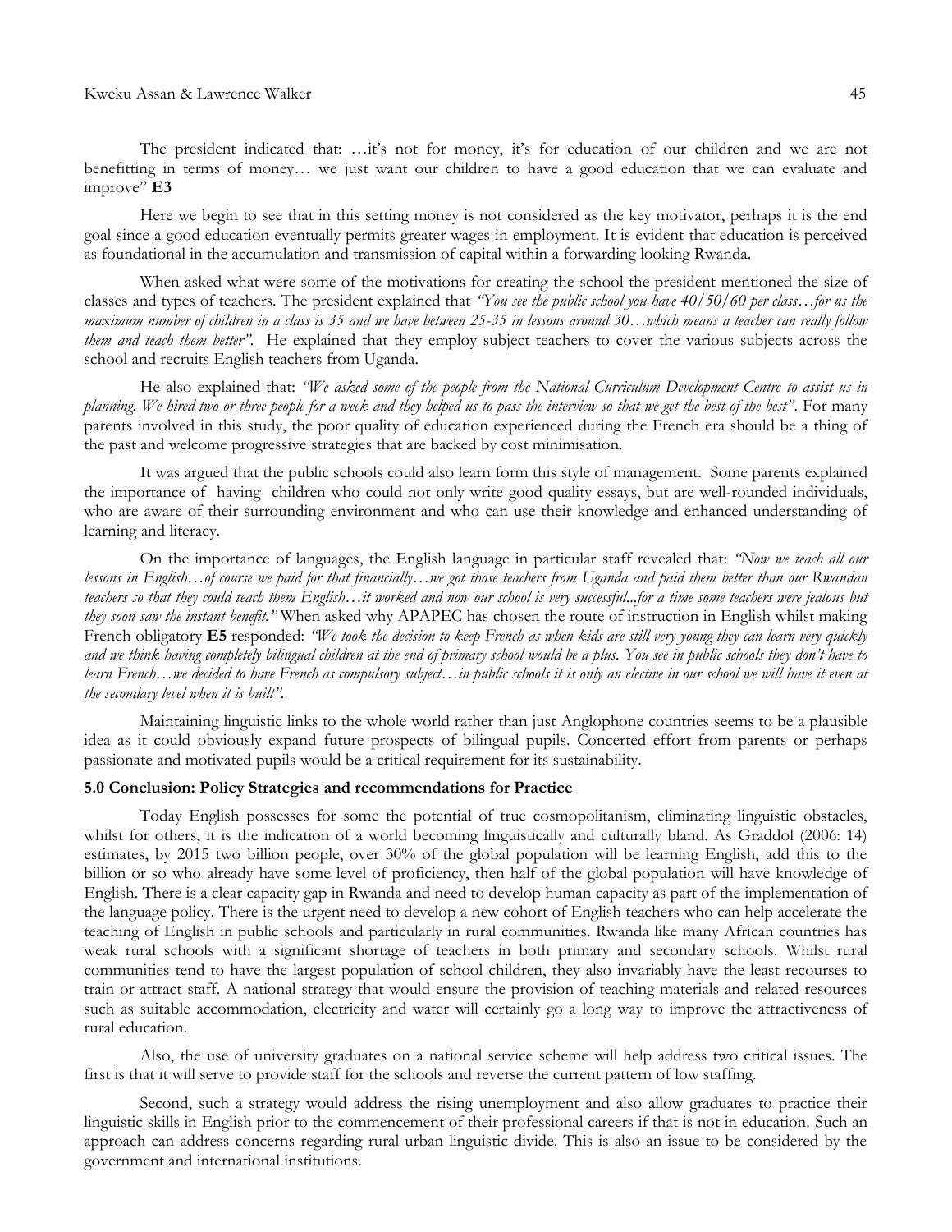The president indicated that: …it's not for money, it's for education of our children and we are not benefitting in terms of money… we just want our children to have a good education that we can evaluate and improve" **E3**

Here we begin to see that in this setting money is not considered as the key motivator, perhaps it is the end goal since a good education eventually permits greater wages in employment. It is evident that education is perceived as foundational in the accumulation and transmission of capital within a forwarding looking Rwanda.

When asked what were some of the motivations for creating the school the president mentioned the size of classes and types of teachers. The president explained that *"You see the public school you have 40/50/60 per class…for us the maximum number of children in a class is 35 and we have between 25-35 in lessons around 30…which means a teacher can really follow them and teach them better"*. He explained that they employ subject teachers to cover the various subjects across the school and recruits English teachers from Uganda.

He also explained that: *"We asked some of the people from the National Curriculum Development Centre to assist us in planning. We hired two or three people for a week and they helped us to pass the interview so that we get the best of the best"*. For many parents involved in this study, the poor quality of education experienced during the French era should be a thing of the past and welcome progressive strategies that are backed by cost minimisation.

It was argued that the public schools could also learn form this style of management. Some parents explained the importance of having children who could not only write good quality essays, but are well-rounded individuals, who are aware of their surrounding environment and who can use their knowledge and enhanced understanding of learning and literacy.

On the importance of languages, the English language in particular staff revealed that: *"Now we teach all our lessons in English…of course we paid for that financially…we got those teachers from Uganda and paid them better than our Rwandan teachers so that they could teach them English…it worked and now our school is very successful...for a time some teachers were jealous but they soon saw the instant benefit."* When asked why APAPEC has chosen the route of instruction in English whilst making French obligatory **E5** responded: *"We took the decision to keep French as when kids are still very young they can learn very quickly and we think having completely bilingual children at the end of primary school would be a plus. You see in public schools they don't have to learn French…we decided to have French as compulsory subject…in public schools it is only an elective in our school we will have it even at the secondary level when it is built"*.

Maintaining linguistic links to the whole world rather than just Anglophone countries seems to be a plausible idea as it could obviously expand future prospects of bilingual pupils. Concerted effort from parents or perhaps passionate and motivated pupils would be a critical requirement for its sustainability.

## 5.0 Conclusion: Policy Strategies and recommendations for Practice

Today English possesses for some the potential of true cosmopolitanism, eliminating linguistic obstacles, whilst for others, it is the indication of a world becoming linguistically and culturally bland. As Graddol (2006: 14) estimates, by 2015 two billion people, over 30% of the global population will be learning English, add this to the billion or so who already have some level of proficiency, then half of the global population will have knowledge of English. There is a clear capacity gap in Rwanda and need to develop human capacity as part of the implementation of the language policy. There is the urgent need to develop a new cohort of English teachers who can help accelerate the teaching of English in public schools and particularly in rural communities. Rwanda like many African countries has weak rural schools with a significant shortage of teachers in both primary and secondary schools. Whilst rural communities tend to have the largest population of school children, they also invariably have the least recourses to train or attract staff. A national strategy that would ensure the provision of teaching materials and related resources such as suitable accommodation, electricity and water will certainly go a long way to improve the attractiveness of rural education.

Also, the use of university graduates on a national service scheme will help address two critical issues. The first is that it will serve to provide staff for the schools and reverse the current pattern of low staffing.

Second, such a strategy would address the rising unemployment and also allow graduates to practice their linguistic skills in English prior to the commencement of their professional careers if that is not in education. Such an approach can address concerns regarding rural urban linguistic divide. This is also an issue to be considered by the government and international institutions.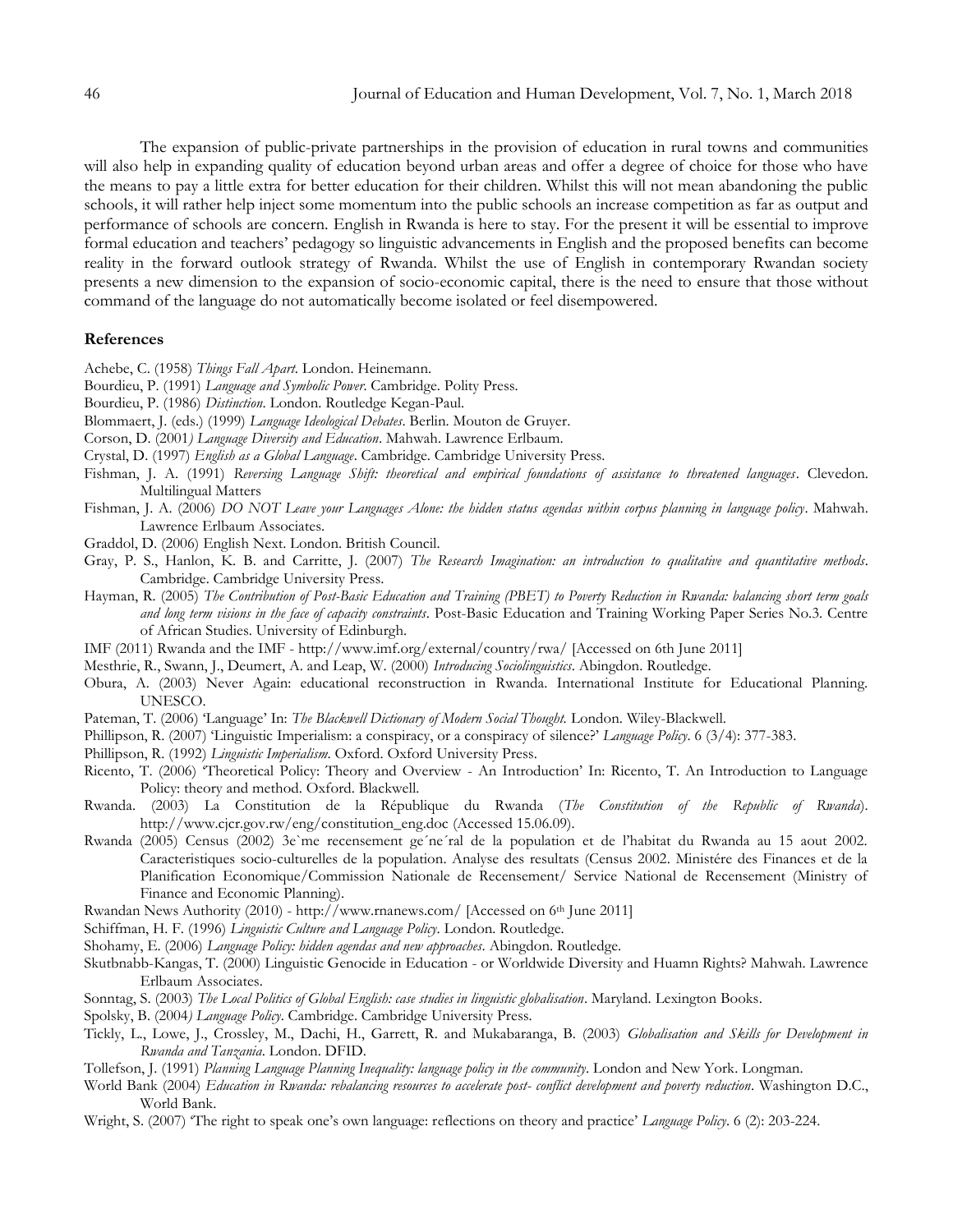The expansion of public-private partnerships in the provision of education in rural towns and communities will also help in expanding quality of education beyond urban areas and offer a degree of choice for those who have the means to pay a little extra for better education for their children. Whilst this will not mean abandoning the public schools, it will rather help inject some momentum into the public schools an increase competition as far as output and performance of schools are concern. English in Rwanda is here to stay. For the present it will be essential to improve formal education and teachers' pedagogy so linguistic advancements in English and the proposed benefits can become reality in the forward outlook strategy of Rwanda. Whilst the use of English in contemporary Rwandan society presents a new dimension to the expansion of socio-economic capital, there is the need to ensure that those without command of the language do not automatically become isolated or feel disempowered.

## References

Achebe, C. (1958) *Things Fall Apart*. London. Heinemann.

Bourdieu, P. (1991) *Language and Symbolic Power*. Cambridge. Polity Press.

Bourdieu, P. (1986) *Distinction*. London. Routledge Kegan-Paul.

Blommaert, J. (eds.) (1999) *Language Ideological Debates*. Berlin. Mouton de Gruyer.

Corson, D. (2001*) Language Diversity and Education*. Mahwah. Lawrence Erlbaum.

Crystal, D. (1997) *English as a Global Language*. Cambridge. Cambridge University Press.

Fishman, J. A. (1991) *Reversing Language Shift: theoretical and empirical foundations of assistance to threatened languages*. Clevedon. Multilingual Matters

Fishman, J. A. (2006) *DO NOT Leave your Languages Alone: the hidden status agendas within corpus planning in language policy*. Mahwah. Lawrence Erlbaum Associates.

Graddol, D. (2006) English Next. London. British Council.

Gray, P. S., Hanlon, K. B. and Carritte, J. (2007) *The Research Imagination: an introduction to qualitative and quantitative methods*. Cambridge. Cambridge University Press.

Hayman, R. (2005) *The Contribution of Post-Basic Education and Training (PBET) to Poverty Reduction in Rwanda: balancing short term goals and long term visions in the face of capacity constraints*. Post-Basic Education and Training Working Paper Series No.3. Centre of African Studies. University of Edinburgh.

IMF (2011) Rwanda and the IMF - http://www.imf.org/external/country/rwa/ [Accessed on 6th June 2011]

Mesthrie, R., Swann, J., Deumert, A. and Leap, W. (2000) *Introducing Sociolinguistics*. Abingdon. Routledge.

Obura, A. (2003) Never Again: educational reconstruction in Rwanda. International Institute for Educational Planning. UNESCO.

Pateman, T. (2006) 'Language' In: *The Blackwell Dictionary of Modern Social Thought.* London. Wiley-Blackwell.

Phillipson, R. (2007) 'Linguistic Imperialism: a conspiracy, or a conspiracy of silence?' *Language Policy*. 6 (3/4): 377-383.

Phillipson, R. (1992) *Linguistic Imperialism*. Oxford. Oxford University Press.

Ricento, T. (2006) 'Theoretical Policy: Theory and Overview - An Introduction' In: Ricento, T. An Introduction to Language Policy: theory and method. Oxford. Blackwell.

Rwanda. (2003) La Constitution de la République du Rwanda (*The Constitution of the Republic of Rwanda*). http://www.cjcr.gov.rw/eng/constitution_eng.doc (Accessed 15.06.09).

Rwanda (2005) Census (2002) 3e`me recensement ge´ne´ral de la population et de l'habitat du Rwanda au 15 aout 2002. Caracteristiques socio-culturelles de la population. Analyse des resultats (Census 2002. Ministére des Finances et de la Planification Economique/Commission Nationale de Recensement/ Service National de Recensement (Ministry of Finance and Economic Planning).

Rwandan News Authority (2010) - http://www.rnanews.com/ [Accessed on 6th June 2011]

Schiffman, H. F. (1996) *Linguistic Culture and Language Policy*. London. Routledge.

Shohamy, E. (2006) *Language Policy: hidden agendas and new approaches*. Abingdon. Routledge.

Skutbnabb-Kangas, T. (2000) Linguistic Genocide in Education - or Worldwide Diversity and Huamn Rights? Mahwah. Lawrence Erlbaum Associates.

Sonntag, S. (2003) *The Local Politics of Global English: case studies in linguistic globalisation*. Maryland. Lexington Books.

Spolsky, B. (2004*) Language Policy*. Cambridge. Cambridge University Press.

Tickly, L., Lowe, J., Crossley, M., Dachi, H., Garrett, R. and Mukabaranga, B. (2003) *Globalisation and Skills for Development in Rwanda and Tanzania*. London. DFID.

Tollefson, J. (1991) *Planning Language Planning Inequality: language policy in the community*. London and New York. Longman.

World Bank (2004) *Education in Rwanda: rebalancing resources to accelerate post- conflict development and poverty reduction*. Washington D.C., World Bank.

Wright, S. (2007) 'The right to speak one's own language: reflections on theory and practice' *Language Policy*. 6 (2): 203-224.